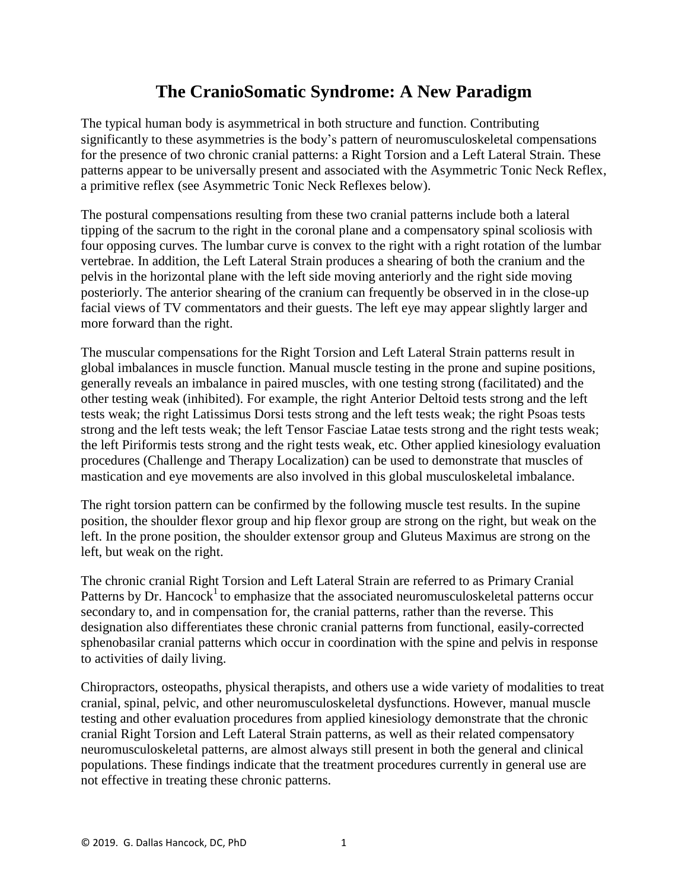# The CranioSomatic Syndrome: A New Paradigm

The typical human body is asymmetrical in both structure and function. Contributing significantly to these asymmetries is the body's pattern of neuromusculoskeletal compensations for the presence of two chronic cranial patterns: a Right Torsion and a Left Lateral Strain. These patterns appear to be universally present and associated with the Asymmetric Tonic Neck Reflex, a primitive reflex (see Asymmetric Tonic Neck Reflexes below).

The postural compensations resulting from these two cranial patterns include both a lateral tipping of the sacrum to the right in the coronal plane and a compensatory spinal scoliosis with four opposing curves. The lumbar curve is convex to the right with a right rotation of the lumbar vertebrae. In addition, the Left Lateral Strain produces a shearing of both the cranium and the pelvis in the horizontal plane with the left side moving anteriorly and the right side moving posteriorly. The anterior shearing of the cranium can frequently be observed in in the close-up facial views of TV commentators and their guests. The left eye may appear slightly larger and more forward than the right.

The muscular compensations for the Right Torsion and Left Lateral Strain patterns result in global imbalances in muscle function. Manual muscle testing in the prone and supine positions, generally reveals an imbalance in paired muscles, with one testing strong (facilitated) and the other testing weak (inhibited). For example, the right Anterior Deltoid tests strong and the left tests weak; the right Latissimus Dorsi tests strong and the left tests weak; the right Psoas tests strong and the left tests weak; the left Tensor Fasciae Latae tests strong and the right tests weak; the left Piriformis tests strong and the right tests weak, etc. Other applied kinesiology evaluation procedures (Challenge and Therapy Localization) can be used to demonstrate that muscles of mastication and eye movements are also involved in this global musculoskeletal imbalance.

The right torsion pattern can be confirmed by the following muscle test results. In the supine position, the shoulder flexor group and hip flexor group are strong on the right, but weak on the left. In the prone position, the shoulder extensor group and Gluteus Maximus are strong on the left, but weak on the right.

The chronic cranial Right Torsion and Left Lateral Strain are referred to as Primary Cranial Patterns by Dr. Hancock[1] to emphasize that the associated neuromusculoskeletal patterns occur secondary to, and in compensation for, the cranial patterns, rather than the reverse. This designation also differentiates these chronic cranial patterns from functional, easily-corrected sphenobasilar cranial patterns which occur in coordination with the spine and pelvis in response to activities of daily living.

Chiropractors, osteopaths, physical therapists, and others use a wide variety of modalities to treat cranial, spinal, pelvic, and other neuromusculoskeletal dysfunctions. However, manual muscle testing and other evaluation procedures from applied kinesiology demonstrate that the chronic cranial Right Torsion and Left Lateral Strain patterns, as well as their related compensatory neuromusculoskeletal patterns, are almost always still present in both the general and clinical populations. These findings indicate that the treatment procedures currently in general use are not effective in treating these chronic patterns.

© 2019. G. Dallas Hancock, DC, PhD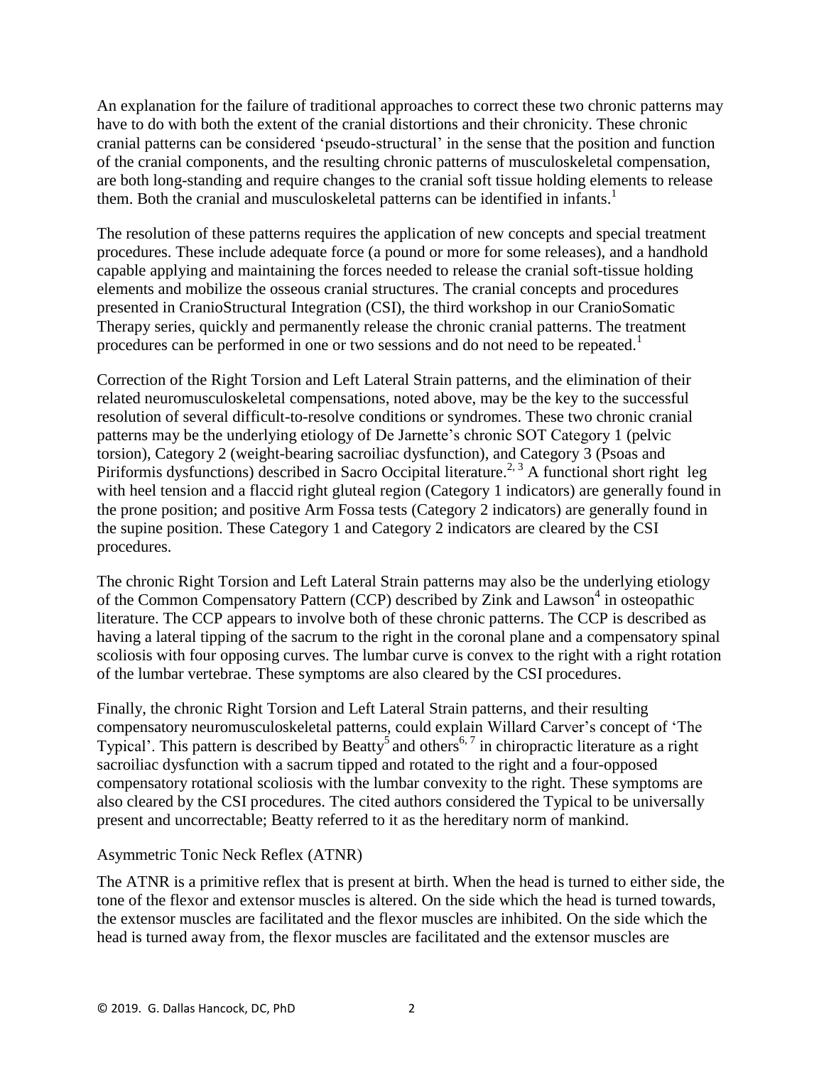An explanation for the failure of traditional approaches to correct these two chronic patterns may have to do with both the extent of the cranial distortions and their chronicity. These chronic cranial patterns can be considered 'pseudo-structural' in the sense that the position and function of the cranial components, and the resulting chronic patterns of musculoskeletal compensation, are both long-standing and require changes to the cranial soft tissue holding elements to release them. Both the cranial and musculoskeletal patterns can be identified in infants.[1]

The resolution of these patterns requires the application of new concepts and special treatment procedures. These include adequate force (a pound or more for some releases), and a handhold capable applying and maintaining the forces needed to release the cranial soft-tissue holding elements and mobilize the osseous cranial structures. The cranial concepts and procedures presented in CranioStructural Integration (CSI), the third workshop in our CranioSomatic Therapy series, quickly and permanently release the chronic cranial patterns. The treatment procedures can be performed in one or two sessions and do not need to be repeated.[1]

Correction of the Right Torsion and Left Lateral Strain patterns, and the elimination of their related neuromusculoskeletal compensations, noted above, may be the key to the successful resolution of several difficult-to-resolve conditions or syndromes. These two chronic cranial patterns may be the underlying etiology of De Jarnette's chronic SOT Category 1 (pelvic torsion), Category 2 (weight-bearing sacroiliac dysfunction), and Category 3 (Psoas and Piriformis dysfunctions) described in Sacro Occipital literature.[2, 3] A functional short right leg with heel tension and a flaccid right gluteal region (Category 1 indicators) are generally found in the prone position; and positive Arm Fossa tests (Category 2 indicators) are generally found in the supine position. These Category 1 and Category 2 indicators are cleared by the CSI procedures.

The chronic Right Torsion and Left Lateral Strain patterns may also be the underlying etiology of the Common Compensatory Pattern (CCP) described by Zink and Lawson[4] in osteopathic literature. The CCP appears to involve both of these chronic patterns. The CCP is described as having a lateral tipping of the sacrum to the right in the coronal plane and a compensatory spinal scoliosis with four opposing curves. The lumbar curve is convex to the right with a right rotation of the lumbar vertebrae. These symptoms are also cleared by the CSI procedures.

Finally, the chronic Right Torsion and Left Lateral Strain patterns, and their resulting compensatory neuromusculoskeletal patterns, could explain Willard Carver's concept of 'The Typical'. This pattern is described by Beatty[5] and others[6, 7] in chiropractic literature as a right sacroiliac dysfunction with a sacrum tipped and rotated to the right and a four-opposed compensatory rotational scoliosis with the lumbar convexity to the right. These symptoms are also cleared by the CSI procedures. The cited authors considered the Typical to be universally present and uncorrectable; Beatty referred to it as the hereditary norm of mankind.

## Asymmetric Tonic Neck Reflex (ATNR)

The ATNR is a primitive reflex that is present at birth. When the head is turned to either side, the tone of the flexor and extensor muscles is altered. On the side which the head is turned towards, the extensor muscles are facilitated and the flexor muscles are inhibited. On the side which the head is turned away from, the flexor muscles are facilitated and the extensor muscles are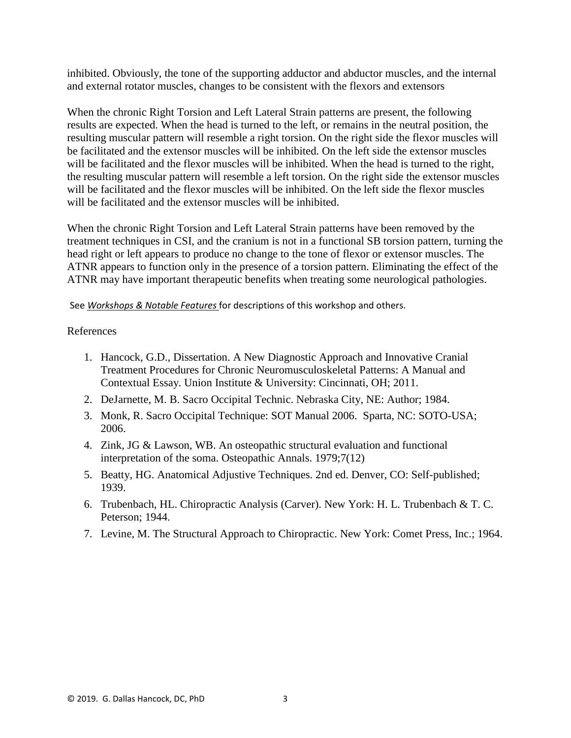inhibited. Obviously, the tone of the supporting adductor and abductor muscles, and the internal and external rotator muscles, changes to be consistent with the flexors and extensors

When the chronic Right Torsion and Left Lateral Strain patterns are present, the following results are expected. When the head is turned to the left, or remains in the neutral position, the resulting muscular pattern will resemble a right torsion. On the right side the flexor muscles will be facilitated and the extensor muscles will be inhibited. On the left side the extensor muscles will be facilitated and the flexor muscles will be inhibited. When the head is turned to the right, the resulting muscular pattern will resemble a left torsion. On the right side the extensor muscles will be facilitated and the flexor muscles will be inhibited. On the left side the flexor muscles will be facilitated and the extensor muscles will be inhibited.

When the chronic Right Torsion and Left Lateral Strain patterns have been removed by the treatment techniques in CSI, and the cranium is not in a functional SB torsion pattern, turning the head right or left appears to produce no change to the tone of flexor or extensor muscles. The ATNR appears to function only in the presence of a torsion pattern. Eliminating the effect of the ATNR may have important therapeutic benefits when treating some neurological pathologies.

See *Workshops & Notable Features* for descriptions of this workshop and others.

References

1. Hancock, G.D., Dissertation. A New Diagnostic Approach and Innovative Cranial Treatment Procedures for Chronic Neuromusculoskeletal Patterns: A Manual and Contextual Essay. Union Institute & University: Cincinnati, OH; 2011.
2. DeJarnette, M. B. Sacro Occipital Technic. Nebraska City, NE: Author; 1984.
3. Monk, R. Sacro Occipital Technique: SOT Manual 2006. Sparta, NC: SOTO-USA; 2006.
4. Zink, JG & Lawson, WB. An osteopathic structural evaluation and functional interpretation of the soma. Osteopathic Annals. 1979;7(12)
5. Beatty, HG. Anatomical Adjustive Techniques. 2nd ed. Denver, CO: Self-published; 1939.
6. Trubenbach, HL. Chiropractic Analysis (Carver). New York: H. L. Trubenbach & T. C. Peterson; 1944.
7. Levine, M. The Structural Approach to Chiropractic. New York: Comet Press, Inc.; 1964.